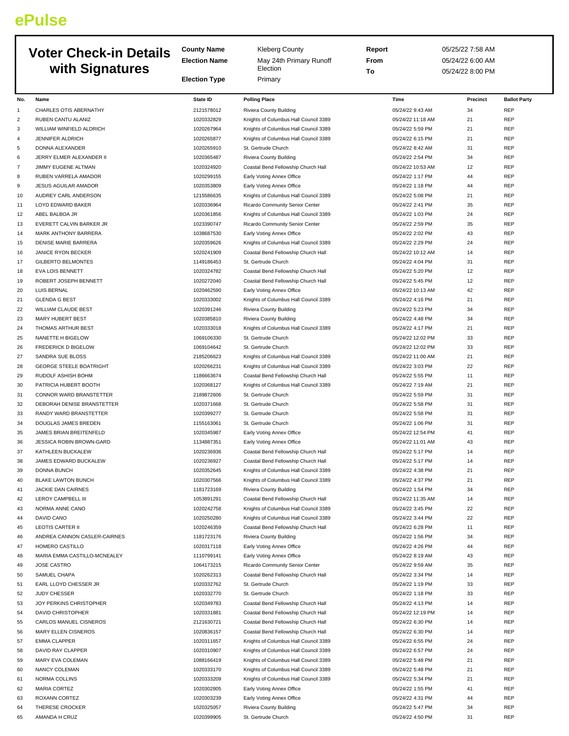**ePulse**

# Voter Check-in Details with Signatures

| | | | |
|---|---|---|---|
| **County Name** | Kleberg County | **Report** | 05/25/22 7:58 AM |
| **Election Name** | May 24th Primary Runoff Election | **From** | 05/24/22 6:00 AM |
| **Election Type** | Primary | **To** | 05/24/22 8:00 PM |

| No. | Name | State ID | Polling Place | Time | Precinct | Ballot Party |
|---|---|---|---|---|---|---|
| 1 | CHARLES OTIS ABERNATHY | 2121578012 | Riviera County Building | 05/24/22 9:43 AM | 34 | REP |
| 2 | RUBEN CANTU ALANIZ | 1020332829 | Knights of Columbus Hall Council 3389 | 05/24/22 11:18 AM | 21 | REP |
| 3 | WILLIAM WINFIELD ALDRICH | 1020267964 | Knights of Columbus Hall Council 3389 | 05/24/22 5:59 PM | 21 | REP |
| 4 | JENNIFER ALDRICH | 1020265877 | Knights of Columbus Hall Council 3389 | 05/24/22 6:15 PM | 21 | REP |
| 5 | DONNA ALEXANDER | 1020265910 | St. Gertrude Church | 05/24/22 8:42 AM | 31 | REP |
| 6 | JERRY ELMER ALEXANDER II | 1020365487 | Riviera County Building | 05/24/22 2:54 PM | 34 | REP |
| 7 | JIMMY EUGENE ALTMAN | 1020324920 | Coastal Bend Fellowship Church Hall | 05/24/22 10:53 AM | 12 | REP |
| 8 | RUBEN VARRELA AMADOR | 1020299155 | Early Voting Annex Office | 05/24/22 1:17 PM | 44 | REP |
| 9 | JESUS AGUILAR AMADOR | 1020353809 | Early Voting Annex Office | 05/24/22 1:18 PM | 44 | REP |
| 10 | AUDREY CARL ANDERSON | 1215586635 | Knights of Columbus Hall Council 3389 | 05/24/22 5:08 PM | 21 | REP |
| 11 | LOYD EDWARD BAKER | 1020336964 | Ricardo Community Senior Center | 05/24/22 2:41 PM | 35 | REP |
| 12 | ABEL BALBOA JR | 1020361856 | Knights of Columbus Hall Council 3389 | 05/24/22 1:03 PM | 24 | REP |
| 13 | EVERETT CALVIN BARKER JR | 1023390747 | Ricardo Community Senior Center | 05/24/22 2:59 PM | 35 | REP |
| 14 | MARK ANTHONY BARRERA | 1038687530 | Early Voting Annex Office | 05/24/22 2:02 PM | 43 | REP |
| 15 | DENISE MARIE BARRERA | 1020359626 | Knights of Columbus Hall Council 3389 | 05/24/22 2:29 PM | 24 | REP |
| 16 | JANICE RYON BECKER | 1020241909 | Coastal Bend Fellowship Church Hall | 05/24/22 10:12 AM | 14 | REP |
| 17 | GILBERTO BELMONTES | 1149186453 | St. Gertrude Church | 05/24/22 4:04 PM | 31 | REP |
| 18 | EVA LOIS BENNETT | 1020324782 | Coastal Bend Fellowship Church Hall | 05/24/22 5:20 PM | 12 | REP |
| 19 | ROBERT JOSEPH BENNETT | 1020272040 | Coastal Bend Fellowship Church Hall | 05/24/22 5:45 PM | 12 | REP |
| 20 | LUIS BERNAL | 1020462590 | Early Voting Annex Office | 05/24/22 10:13 AM | 42 | REP |
| 21 | GLENDA G BEST | 1020333002 | Knights of Columbus Hall Council 3389 | 05/24/22 4:16 PM | 21 | REP |
| 22 | WILLIAM CLAUDE BEST | 1020391246 | Riviera County Building | 05/24/22 5:23 PM | 34 | REP |
| 23 | MARY HUBERT BEST | 1020385810 | Riviera County Building | 05/24/22 4:48 PM | 34 | REP |
| 24 | THOMAS ARTHUR BEST | 1020333018 | Knights of Columbus Hall Council 3389 | 05/24/22 4:17 PM | 21 | REP |
| 25 | NANETTE H BIGELOW | 1069106330 | St. Gertrude Church | 05/24/22 12:02 PM | 33 | REP |
| 26 | FREDERICK D BIGELOW | 1069104642 | St. Gertrude Church | 05/24/22 12:02 PM | 33 | REP |
| 27 | SANDRA SUE BLOSS | 2185206623 | Knights of Columbus Hall Council 3389 | 05/24/22 11:00 AM | 21 | REP |
| 28 | GEORGE STEELE BOATRIGHT | 1020266231 | Knights of Columbus Hall Council 3389 | 05/24/22 3:03 PM | 22 | REP |
| 29 | RUDOLF ASHISH BOHM | 1186663674 | Coastal Bend Fellowship Church Hall | 05/24/22 5:55 PM | 11 | REP |
| 30 | PATRICIA HUBERT BOOTH | 1020368127 | Knights of Columbus Hall Council 3389 | 05/24/22 7:19 AM | 21 | REP |
| 31 | CONNOR WARD BRANSTETTER | 2189872606 | St. Gertrude Church | 05/24/22 5:59 PM | 31 | REP |
| 32 | DEBORAH DENISE BRANSTETTER | 1020371668 | St. Gertrude Church | 05/24/22 5:58 PM | 31 | REP |
| 33 | RANDY WARD BRANSTETTER | 1020399277 | St. Gertrude Church | 05/24/22 5:58 PM | 31 | REP |
| 34 | DOUGLAS JAMES BREDEN | 1155163061 | St. Gertrude Church | 05/24/22 1:06 PM | 31 | REP |
| 35 | JAMES BRIAN BREITENFELD | 1020345987 | Early Voting Annex Office | 05/24/22 12:54 PM | 41 | REP |
| 36 | JESSICA ROBIN BROWN-GARD | 1134887351 | Early Voting Annex Office | 05/24/22 11:01 AM | 43 | REP |
| 37 | KATHLEEN BUCKALEW | 1020236936 | Coastal Bend Fellowship Church Hall | 05/24/22 5:17 PM | 14 | REP |
| 38 | JAMES EDWARD BUCKALEW | 1020236927 | Coastal Bend Fellowship Church Hall | 05/24/22 5:17 PM | 14 | REP |
| 39 | DONNA BUNCH | 1020352645 | Knights of Columbus Hall Council 3389 | 05/24/22 4:38 PM | 21 | REP |
| 40 | BLAKE LAWTON BUNCH | 1020307566 | Knights of Columbus Hall Council 3389 | 05/24/22 4:37 PM | 21 | REP |
| 41 | JACKIE DAN CAIRNES | 1181723169 | Riviera County Building | 05/24/22 1:54 PM | 34 | REP |
| 42 | LEROY CAMPBELL III | 1053891291 | Coastal Bend Fellowship Church Hall | 05/24/22 11:35 AM | 14 | REP |
| 43 | NORMA ANNE CANO | 1020242758 | Knights of Columbus Hall Council 3389 | 05/24/22 3:45 PM | 22 | REP |
| 44 | DAVID CANO | 1020250280 | Knights of Columbus Hall Council 3389 | 05/24/22 3:44 PM | 22 | REP |
| 45 | LEOTIS CARTER II | 1020246359 | Coastal Bend Fellowship Church Hall | 05/24/22 6:28 PM | 11 | REP |
| 46 | ANDREA CANNON CASLER-CAIRNES | 1181723176 | Riviera County Building | 05/24/22 1:56 PM | 34 | REP |
| 47 | HOMERO CASTILLO | 1020317118 | Early Voting Annex Office | 05/24/22 4:26 PM | 44 | REP |
| 48 | MARIA EMMA CASTILLO-MCNEALEY | 1110799141 | Early Voting Annex Office | 05/24/22 8:19 AM | 43 | REP |
| 49 | JOSE CASTRO | 1064173215 | Ricardo Community Senior Center | 05/24/22 9:59 AM | 35 | REP |
| 50 | SAMUEL CHAPA | 1020262313 | Coastal Bend Fellowship Church Hall | 05/24/22 3:34 PM | 14 | REP |
| 51 | EARL LLOYD CHESSER JR | 1020332762 | St. Gertrude Church | 05/24/22 1:19 PM | 33 | REP |
| 52 | JUDY CHESSER | 1020332770 | St. Gertrude Church | 05/24/22 1:18 PM | 33 | REP |
| 53 | JOY PERKINS CHRISTOPHER | 1020349783 | Coastal Bend Fellowship Church Hall | 05/24/22 4:13 PM | 14 | REP |
| 54 | DAVID CHRISTOPHER | 1020331881 | Coastal Bend Fellowship Church Hall | 05/24/22 12:19 PM | 14 | REP |
| 55 | CARLOS MANUEL CISNEROS | 2121630721 | Coastal Bend Fellowship Church Hall | 05/24/22 6:30 PM | 14 | REP |
| 56 | MARY ELLEN CISNEROS | 1020836157 | Coastal Bend Fellowship Church Hall | 05/24/22 6:30 PM | 14 | REP |
| 57 | EMMA CLAPPER | 1020311657 | Knights of Columbus Hall Council 3389 | 05/24/22 6:55 PM | 24 | REP |
| 58 | DAVID RAY CLAPPER | 1020310907 | Knights of Columbus Hall Council 3389 | 05/24/22 6:57 PM | 24 | REP |
| 59 | MARY EVA COLEMAN | 1088166419 | Knights of Columbus Hall Council 3389 | 05/24/22 5:48 PM | 21 | REP |
| 60 | NANCY COLEMAN | 1020333170 | Knights of Columbus Hall Council 3389 | 05/24/22 5:48 PM | 21 | REP |
| 61 | NORMA COLLINS | 1020333209 | Knights of Columbus Hall Council 3389 | 05/24/22 5:34 PM | 21 | REP |
| 62 | MARIA CORTEZ | 1020302805 | Early Voting Annex Office | 05/24/22 1:55 PM | 41 | REP |
| 63 | ROXANN CORTEZ | 1020303239 | Early Voting Annex Office | 05/24/22 4:31 PM | 44 | REP |
| 64 | THERESE CROCKER | 1020325057 | Riviera County Building | 05/24/22 5:47 PM | 34 | REP |
| 65 | AMANDA H CRUZ | 1020399905 | St. Gertrude Church | 05/24/22 4:50 PM | 31 | REP |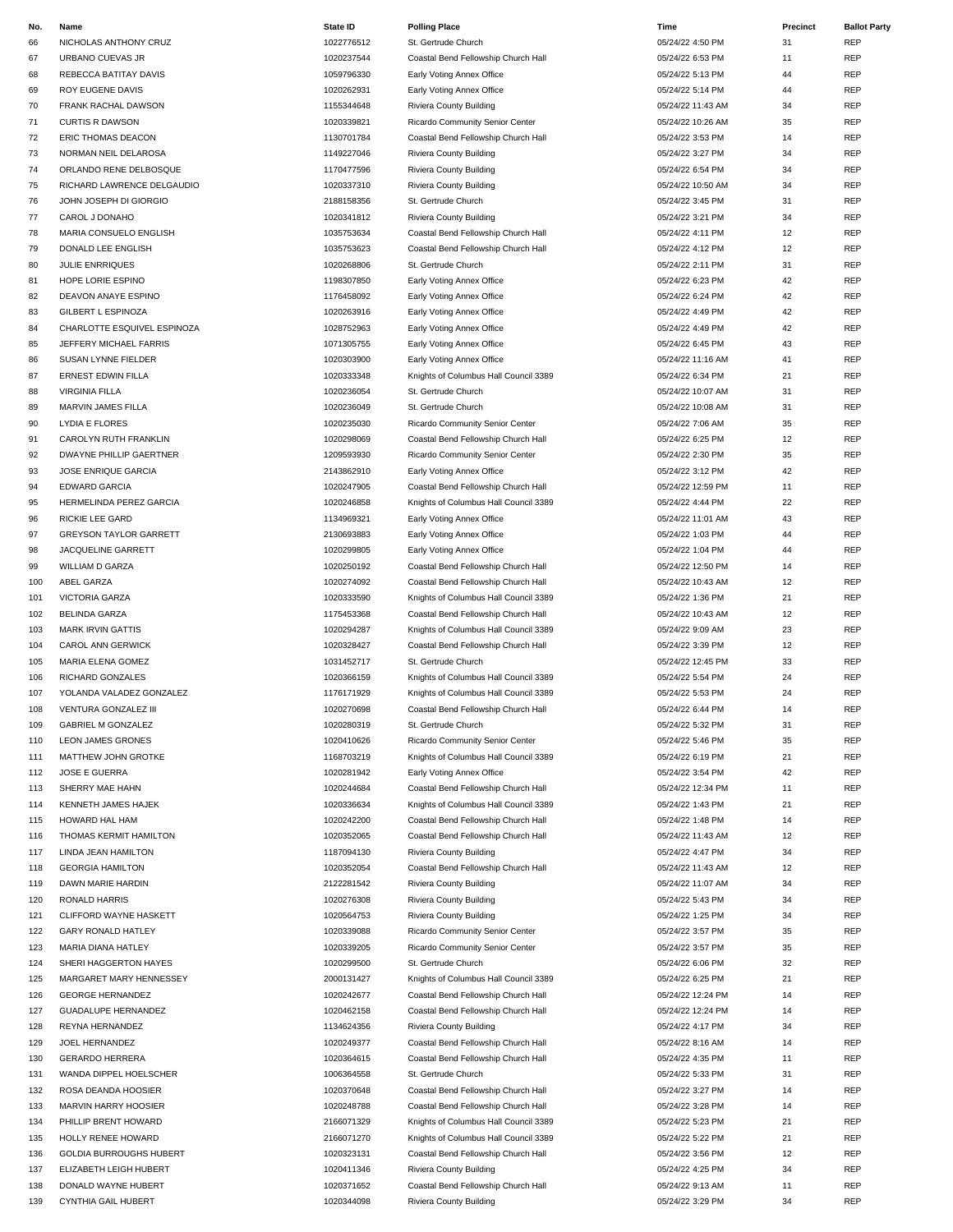| No. | Name | State ID | Polling Place | Time | Precinct | Ballot Party |
|---|---|---|---|---|---|---|
| 66 | NICHOLAS ANTHONY CRUZ | 1022776512 | St. Gertrude Church | 05/24/22 4:50 PM | 31 | REP |
| 67 | URBANO CUEVAS JR | 1020237544 | Coastal Bend Fellowship Church Hall | 05/24/22 6:53 PM | 11 | REP |
| 68 | REBECCA BATITAY DAVIS | 1059796330 | Early Voting Annex Office | 05/24/22 5:13 PM | 44 | REP |
| 69 | ROY EUGENE DAVIS | 1020262931 | Early Voting Annex Office | 05/24/22 5:14 PM | 44 | REP |
| 70 | FRANK RACHAL DAWSON | 1155344648 | Riviera County Building | 05/24/22 11:43 AM | 34 | REP |
| 71 | CURTIS R DAWSON | 1020339821 | Ricardo Community Senior Center | 05/24/22 10:26 AM | 35 | REP |
| 72 | ERIC THOMAS DEACON | 1130701784 | Coastal Bend Fellowship Church Hall | 05/24/22 3:53 PM | 14 | REP |
| 73 | NORMAN NEIL DELAROSA | 1149227046 | Riviera County Building | 05/24/22 3:27 PM | 34 | REP |
| 74 | ORLANDO RENE DELBOSQUE | 1170477596 | Riviera County Building | 05/24/22 6:54 PM | 34 | REP |
| 75 | RICHARD LAWRENCE DELGAUDIO | 1020337310 | Riviera County Building | 05/24/22 10:50 AM | 34 | REP |
| 76 | JOHN JOSEPH DI GIORGIO | 2188158356 | St. Gertrude Church | 05/24/22 3:45 PM | 31 | REP |
| 77 | CAROL J DONAHO | 1020341812 | Riviera County Building | 05/24/22 3:21 PM | 34 | REP |
| 78 | MARIA CONSUELO ENGLISH | 1035753634 | Coastal Bend Fellowship Church Hall | 05/24/22 4:11 PM | 12 | REP |
| 79 | DONALD LEE ENGLISH | 1035753623 | Coastal Bend Fellowship Church Hall | 05/24/22 4:12 PM | 12 | REP |
| 80 | JULIE ENRRIQUES | 1020268806 | St. Gertrude Church | 05/24/22 2:11 PM | 31 | REP |
| 81 | HOPE LORIE ESPINO | 1198307850 | Early Voting Annex Office | 05/24/22 6:23 PM | 42 | REP |
| 82 | DEAVON ANAYE ESPINO | 1176458092 | Early Voting Annex Office | 05/24/22 6:24 PM | 42 | REP |
| 83 | GILBERT L ESPINOZA | 1020263916 | Early Voting Annex Office | 05/24/22 4:49 PM | 42 | REP |
| 84 | CHARLOTTE ESQUIVEL ESPINOZA | 1028752963 | Early Voting Annex Office | 05/24/22 4:49 PM | 42 | REP |
| 85 | JEFFERY MICHAEL FARRIS | 1071305755 | Early Voting Annex Office | 05/24/22 6:45 PM | 43 | REP |
| 86 | SUSAN LYNNE FIELDER | 1020303900 | Early Voting Annex Office | 05/24/22 11:16 AM | 41 | REP |
| 87 | ERNEST EDWIN FILLA | 1020333348 | Knights of Columbus Hall Council 3389 | 05/24/22 6:34 PM | 21 | REP |
| 88 | VIRGINIA FILLA | 1020236054 | St. Gertrude Church | 05/24/22 10:07 AM | 31 | REP |
| 89 | MARVIN JAMES FILLA | 1020236049 | St. Gertrude Church | 05/24/22 10:08 AM | 31 | REP |
| 90 | LYDIA E FLORES | 1020235030 | Ricardo Community Senior Center | 05/24/22 7:06 AM | 35 | REP |
| 91 | CAROLYN RUTH FRANKLIN | 1020298069 | Coastal Bend Fellowship Church Hall | 05/24/22 6:25 PM | 12 | REP |
| 92 | DWAYNE PHILLIP GAERTNER | 1209593930 | Ricardo Community Senior Center | 05/24/22 2:30 PM | 35 | REP |
| 93 | JOSE ENRIQUE GARCIA | 2143862910 | Early Voting Annex Office | 05/24/22 3:12 PM | 42 | REP |
| 94 | EDWARD GARCIA | 1020247905 | Coastal Bend Fellowship Church Hall | 05/24/22 12:59 PM | 11 | REP |
| 95 | HERMELINDA PEREZ GARCIA | 1020246858 | Knights of Columbus Hall Council 3389 | 05/24/22 4:44 PM | 22 | REP |
| 96 | RICKIE LEE GARD | 1134969321 | Early Voting Annex Office | 05/24/22 11:01 AM | 43 | REP |
| 97 | GREYSON TAYLOR GARRETT | 2130693883 | Early Voting Annex Office | 05/24/22 1:03 PM | 44 | REP |
| 98 | JACQUELINE GARRETT | 1020299805 | Early Voting Annex Office | 05/24/22 1:04 PM | 44 | REP |
| 99 | WILLIAM D GARZA | 1020250192 | Coastal Bend Fellowship Church Hall | 05/24/22 12:50 PM | 14 | REP |
| 100 | ABEL GARZA | 1020274092 | Coastal Bend Fellowship Church Hall | 05/24/22 10:43 AM | 12 | REP |
| 101 | VICTORIA GARZA | 1020333590 | Knights of Columbus Hall Council 3389 | 05/24/22 1:36 PM | 21 | REP |
| 102 | BELINDA GARZA | 1175453368 | Coastal Bend Fellowship Church Hall | 05/24/22 10:43 AM | 12 | REP |
| 103 | MARK IRVIN GATTIS | 1020294287 | Knights of Columbus Hall Council 3389 | 05/24/22 9:09 AM | 23 | REP |
| 104 | CAROL ANN GERWICK | 1020328427 | Coastal Bend Fellowship Church Hall | 05/24/22 3:39 PM | 12 | REP |
| 105 | MARIA ELENA GOMEZ | 1031452717 | St. Gertrude Church | 05/24/22 12:45 PM | 33 | REP |
| 106 | RICHARD GONZALES | 1020366159 | Knights of Columbus Hall Council 3389 | 05/24/22 5:54 PM | 24 | REP |
| 107 | YOLANDA VALADEZ GONZALEZ | 1176171929 | Knights of Columbus Hall Council 3389 | 05/24/22 5:53 PM | 24 | REP |
| 108 | VENTURA GONZALEZ III | 1020270698 | Coastal Bend Fellowship Church Hall | 05/24/22 6:44 PM | 14 | REP |
| 109 | GABRIEL M GONZALEZ | 1020280319 | St. Gertrude Church | 05/24/22 5:32 PM | 31 | REP |
| 110 | LEON JAMES GRONES | 1020410626 | Ricardo Community Senior Center | 05/24/22 5:46 PM | 35 | REP |
| 111 | MATTHEW JOHN GROTKE | 1168703219 | Knights of Columbus Hall Council 3389 | 05/24/22 6:19 PM | 21 | REP |
| 112 | JOSE E GUERRA | 1020281942 | Early Voting Annex Office | 05/24/22 3:54 PM | 42 | REP |
| 113 | SHERRY MAE HAHN | 1020244684 | Coastal Bend Fellowship Church Hall | 05/24/22 12:34 PM | 11 | REP |
| 114 | KENNETH JAMES HAJEK | 1020336634 | Knights of Columbus Hall Council 3389 | 05/24/22 1:43 PM | 21 | REP |
| 115 | HOWARD HAL HAM | 1020242200 | Coastal Bend Fellowship Church Hall | 05/24/22 1:48 PM | 14 | REP |
| 116 | THOMAS KERMIT HAMILTON | 1020352065 | Coastal Bend Fellowship Church Hall | 05/24/22 11:43 AM | 12 | REP |
| 117 | LINDA JEAN HAMILTON | 1187094130 | Riviera County Building | 05/24/22 4:47 PM | 34 | REP |
| 118 | GEORGIA HAMILTON | 1020352054 | Coastal Bend Fellowship Church Hall | 05/24/22 11:43 AM | 12 | REP |
| 119 | DAWN MARIE HARDIN | 2122281542 | Riviera County Building | 05/24/22 11:07 AM | 34 | REP |
| 120 | RONALD HARRIS | 1020276308 | Riviera County Building | 05/24/22 5:43 PM | 34 | REP |
| 121 | CLIFFORD WAYNE HASKETT | 1020564753 | Riviera County Building | 05/24/22 1:25 PM | 34 | REP |
| 122 | GARY RONALD HATLEY | 1020339088 | Ricardo Community Senior Center | 05/24/22 3:57 PM | 35 | REP |
| 123 | MARIA DIANA HATLEY | 1020339205 | Ricardo Community Senior Center | 05/24/22 3:57 PM | 35 | REP |
| 124 | SHERI HAGGERTON HAYES | 1020299500 | St. Gertrude Church | 05/24/22 6:06 PM | 32 | REP |
| 125 | MARGARET MARY HENNESSEY | 2000131427 | Knights of Columbus Hall Council 3389 | 05/24/22 6:25 PM | 21 | REP |
| 126 | GEORGE HERNANDEZ | 1020242677 | Coastal Bend Fellowship Church Hall | 05/24/22 12:24 PM | 14 | REP |
| 127 | GUADALUPE HERNANDEZ | 1020462158 | Coastal Bend Fellowship Church Hall | 05/24/22 12:24 PM | 14 | REP |
| 128 | REYNA HERNANDEZ | 1134624356 | Riviera County Building | 05/24/22 4:17 PM | 34 | REP |
| 129 | JOEL HERNANDEZ | 1020249377 | Coastal Bend Fellowship Church Hall | 05/24/22 8:16 AM | 14 | REP |
| 130 | GERARDO HERRERA | 1020364615 | Coastal Bend Fellowship Church Hall | 05/24/22 4:35 PM | 11 | REP |
| 131 | WANDA DIPPEL HOELSCHER | 1006364558 | St. Gertrude Church | 05/24/22 5:33 PM | 31 | REP |
| 132 | ROSA DEANDA HOOSIER | 1020370648 | Coastal Bend Fellowship Church Hall | 05/24/22 3:27 PM | 14 | REP |
| 133 | MARVIN HARRY HOOSIER | 1020248788 | Coastal Bend Fellowship Church Hall | 05/24/22 3:28 PM | 14 | REP |
| 134 | PHILLIP BRENT HOWARD | 2166071329 | Knights of Columbus Hall Council 3389 | 05/24/22 5:23 PM | 21 | REP |
| 135 | HOLLY RENEE HOWARD | 2166071270 | Knights of Columbus Hall Council 3389 | 05/24/22 5:22 PM | 21 | REP |
| 136 | GOLDIA BURROUGHS HUBERT | 1020323131 | Coastal Bend Fellowship Church Hall | 05/24/22 3:56 PM | 12 | REP |
| 137 | ELIZABETH LEIGH HUBERT | 1020411346 | Riviera County Building | 05/24/22 4:25 PM | 34 | REP |
| 138 | DONALD WAYNE HUBERT | 1020371652 | Coastal Bend Fellowship Church Hall | 05/24/22 9:13 AM | 11 | REP |
| 139 | CYNTHIA GAIL HUBERT | 1020344098 | Riviera County Building | 05/24/22 3:29 PM | 34 | REP |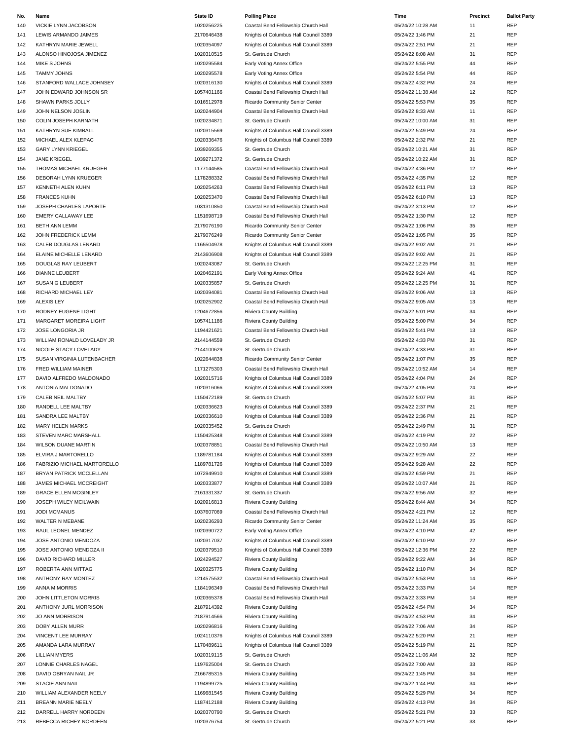| No. | Name | State ID | Polling Place | Time | Precinct | Ballot Party |
|---|---|---|---|---|---|---|
| 140 | VICKIE LYNN JACOBSON | 1020256225 | Coastal Bend Fellowship Church Hall | 05/24/22 10:28 AM | 11 | REP |
| 141 | LEWIS ARMANDO JAIMES | 2170646438 | Knights of Columbus Hall Council 3389 | 05/24/22 1:46 PM | 21 | REP |
| 142 | KATHRYN MARIE JEWELL | 1020354097 | Knights of Columbus Hall Council 3389 | 05/24/22 2:51 PM | 21 | REP |
| 143 | ALONSO HINOJOSA JIMENEZ | 1020310515 | St. Gertrude Church | 05/24/22 8:08 AM | 31 | REP |
| 144 | MIKE S JOHNS | 1020295584 | Early Voting Annex Office | 05/24/22 5:55 PM | 44 | REP |
| 145 | TAMMY JOHNS | 1020295578 | Early Voting Annex Office | 05/24/22 5:54 PM | 44 | REP |
| 146 | STANFORD WALLACE JOHNSEY | 1020316130 | Knights of Columbus Hall Council 3389 | 05/24/22 4:32 PM | 24 | REP |
| 147 | JOHN EDWARD JOHNSON SR | 1057401166 | Coastal Bend Fellowship Church Hall | 05/24/22 11:38 AM | 12 | REP |
| 148 | SHAWN PARKS JOLLY | 1016512978 | Ricardo Community Senior Center | 05/24/22 5:53 PM | 35 | REP |
| 149 | JOHN NELSON JOSLIN | 1020244904 | Coastal Bend Fellowship Church Hall | 05/24/22 8:33 AM | 11 | REP |
| 150 | COLIN JOSEPH KARNATH | 1020234871 | St. Gertrude Church | 05/24/22 10:00 AM | 31 | REP |
| 151 | KATHRYN SUE KIMBALL | 1020315569 | Knights of Columbus Hall Council 3389 | 05/24/22 5:49 PM | 24 | REP |
| 152 | MICHAEL ALEX KLEPAC | 1020336476 | Knights of Columbus Hall Council 3389 | 05/24/22 2:32 PM | 21 | REP |
| 153 | GARY LYNN KRIEGEL | 1039269355 | St. Gertrude Church | 05/24/22 10:21 AM | 31 | REP |
| 154 | JANE KRIEGEL | 1039271372 | St. Gertrude Church | 05/24/22 10:22 AM | 31 | REP |
| 155 | THOMAS MICHAEL KRUEGER | 1177144585 | Coastal Bend Fellowship Church Hall | 05/24/22 4:36 PM | 12 | REP |
| 156 | DEBORAH LYNN KRUEGER | 1178288332 | Coastal Bend Fellowship Church Hall | 05/24/22 4:35 PM | 12 | REP |
| 157 | KENNETH ALEN KUHN | 1020254263 | Coastal Bend Fellowship Church Hall | 05/24/22 6:11 PM | 13 | REP |
| 158 | FRANCES KUHN | 1020253470 | Coastal Bend Fellowship Church Hall | 05/24/22 6:10 PM | 13 | REP |
| 159 | JOSEPH CHARLES LAPORTE | 1031310850 | Coastal Bend Fellowship Church Hall | 05/24/22 3:13 PM | 12 | REP |
| 160 | EMERY CALLAWAY LEE | 1151698719 | Coastal Bend Fellowship Church Hall | 05/24/22 1:30 PM | 12 | REP |
| 161 | BETH ANN LEMM | 2179076190 | Ricardo Community Senior Center | 05/24/22 1:06 PM | 35 | REP |
| 162 | JOHN FREDERICK LEMM | 2179076249 | Ricardo Community Senior Center | 05/24/22 1:05 PM | 35 | REP |
| 163 | CALEB DOUGLAS LENARD | 1165504978 | Knights of Columbus Hall Council 3389 | 05/24/22 9:02 AM | 21 | REP |
| 164 | ELAINE MICHELLE LENARD | 2143606908 | Knights of Columbus Hall Council 3389 | 05/24/22 9:02 AM | 21 | REP |
| 165 | DOUGLAS RAY LEUBERT | 1020243087 | St. Gertrude Church | 05/24/22 12:25 PM | 31 | REP |
| 166 | DIANNE LEUBERT | 1020462191 | Early Voting Annex Office | 05/24/22 9:24 AM | 41 | REP |
| 167 | SUSAN G LEUBERT | 1020335857 | St. Gertrude Church | 05/24/22 12:25 PM | 31 | REP |
| 168 | RICHARD MICHAEL LEY | 1020394081 | Coastal Bend Fellowship Church Hall | 05/24/22 9:06 AM | 13 | REP |
| 169 | ALEXIS LEY | 1020252902 | Coastal Bend Fellowship Church Hall | 05/24/22 9:05 AM | 13 | REP |
| 170 | RODNEY EUGENE LIGHT | 1204672856 | Riviera County Building | 05/24/22 5:01 PM | 34 | REP |
| 171 | MARGARET MOREIRA LIGHT | 1057411186 | Riviera County Building | 05/24/22 5:00 PM | 34 | REP |
| 172 | JOSE LONGORIA JR | 1194421621 | Coastal Bend Fellowship Church Hall | 05/24/22 5:41 PM | 13 | REP |
| 173 | WILLIAM RONALD LOVELADY JR | 2144144559 | St. Gertrude Church | 05/24/22 4:33 PM | 31 | REP |
| 174 | NICOLE STACY LOVELADY | 2144100629 | St. Gertrude Church | 05/24/22 4:33 PM | 31 | REP |
| 175 | SUSAN VIRGINIA LUTENBACHER | 1022644838 | Ricardo Community Senior Center | 05/24/22 1:07 PM | 35 | REP |
| 176 | FRED WILLIAM MAINER | 1171275303 | Coastal Bend Fellowship Church Hall | 05/24/22 10:52 AM | 14 | REP |
| 177 | DAVID ALFREDO MALDONADO | 1020315716 | Knights of Columbus Hall Council 3389 | 05/24/22 4:04 PM | 24 | REP |
| 178 | ANTONIA MALDONADO | 1020316066 | Knights of Columbus Hall Council 3389 | 05/24/22 4:05 PM | 24 | REP |
| 179 | CALEB NEIL MALTBY | 1150472189 | St. Gertrude Church | 05/24/22 5:07 PM | 31 | REP |
| 180 | RANDELL LEE MALTBY | 1020336623 | Knights of Columbus Hall Council 3389 | 05/24/22 2:37 PM | 21 | REP |
| 181 | SANDRA LEE MALTBY | 1020336610 | Knights of Columbus Hall Council 3389 | 05/24/22 2:36 PM | 21 | REP |
| 182 | MARY HELEN MARKS | 1020335452 | St. Gertrude Church | 05/24/22 2:49 PM | 31 | REP |
| 183 | STEVEN MARC MARSHALL | 1150425348 | Knights of Columbus Hall Council 3389 | 05/24/22 4:19 PM | 22 | REP |
| 184 | WILSON DUANE MARTIN | 1020378851 | Coastal Bend Fellowship Church Hall | 05/24/22 10:50 AM | 13 | REP |
| 185 | ELVIRA J MARTORELLO | 1189781184 | Knights of Columbus Hall Council 3389 | 05/24/22 9:29 AM | 22 | REP |
| 186 | FABRIZIO MICHAEL MARTORELLO | 1189781726 | Knights of Columbus Hall Council 3389 | 05/24/22 9:28 AM | 22 | REP |
| 187 | BRYAN PATRICK MCCLELLAN | 1072949910 | Knights of Columbus Hall Council 3389 | 05/24/22 6:59 PM | 21 | REP |
| 188 | JAMES MICHAEL MCCREIGHT | 1020333877 | Knights of Columbus Hall Council 3389 | 05/24/22 10:07 AM | 21 | REP |
| 189 | GRACE ELLEN MCGINLEY | 2161331337 | St. Gertrude Church | 05/24/22 9:56 AM | 32 | REP |
| 190 | JOSEPH WILEY MCILWAIN | 1020916813 | Riviera County Building | 05/24/22 8:44 AM | 34 | REP |
| 191 | JODI MCMANUS | 1037607069 | Coastal Bend Fellowship Church Hall | 05/24/22 4:21 PM | 12 | REP |
| 192 | WALTER N MEBANE | 1020236293 | Ricardo Community Senior Center | 05/24/22 11:24 AM | 35 | REP |
| 193 | RAUL LEONEL MENDEZ | 1020390722 | Early Voting Annex Office | 05/24/22 4:10 PM | 42 | REP |
| 194 | JOSE ANTONIO MENDOZA | 1020317037 | Knights of Columbus Hall Council 3389 | 05/24/22 6:10 PM | 22 | REP |
| 195 | JOSE ANTONIO MENDOZA II | 1020379510 | Knights of Columbus Hall Council 3389 | 05/24/22 12:36 PM | 22 | REP |
| 196 | DAVID RICHARD MILLER | 1024294527 | Riviera County Building | 05/24/22 9:22 AM | 34 | REP |
| 197 | ROBERTA ANN MITTAG | 1020325775 | Riviera County Building | 05/24/22 1:10 PM | 34 | REP |
| 198 | ANTHONY RAY MONTEZ | 1214575532 | Coastal Bend Fellowship Church Hall | 05/24/22 5:53 PM | 14 | REP |
| 199 | ANNA M MORRIS | 1184196349 | Coastal Bend Fellowship Church Hall | 05/24/22 3:33 PM | 14 | REP |
| 200 | JOHN LITTLETON MORRIS | 1020365378 | Coastal Bend Fellowship Church Hall | 05/24/22 3:33 PM | 14 | REP |
| 201 | ANTHONY JURL MORRISON | 2187914392 | Riviera County Building | 05/24/22 4:54 PM | 34 | REP |
| 202 | JO ANN MORRISON | 2187914566 | Riviera County Building | 05/24/22 4:53 PM | 34 | REP |
| 203 | DOBY ALLEN MURR | 1020296816 | Riviera County Building | 05/24/22 7:06 AM | 34 | REP |
| 204 | VINCENT LEE MURRAY | 1024110376 | Knights of Columbus Hall Council 3389 | 05/24/22 5:20 PM | 21 | REP |
| 205 | AMANDA LARA MURRAY | 1170489611 | Knights of Columbus Hall Council 3389 | 05/24/22 5:19 PM | 21 | REP |
| 206 | LILLIAN MYERS | 1020319115 | St. Gertrude Church | 05/24/22 11:06 AM | 32 | REP |
| 207 | LONNIE CHARLES NAGEL | 1197625004 | St. Gertrude Church | 05/24/22 7:00 AM | 33 | REP |
| 208 | DAVID OBRYAN NAIL JR | 2166785315 | Riviera County Building | 05/24/22 1:45 PM | 34 | REP |
| 209 | STACIE ANN NAIL | 1194899725 | Riviera County Building | 05/24/22 1:44 PM | 34 | REP |
| 210 | WILLIAM ALEXANDER NEELY | 1169681545 | Riviera County Building | 05/24/22 5:29 PM | 34 | REP |
| 211 | BREANN MARIE NEELY | 1187412188 | Riviera County Building | 05/24/22 4:13 PM | 34 | REP |
| 212 | DARRELL HARRY NORDEEN | 1020370790 | St. Gertrude Church | 05/24/22 5:21 PM | 33 | REP |
| 213 | REBECCA RICHEY NORDEEN | 1020376754 | St. Gertrude Church | 05/24/22 5:21 PM | 33 | REP |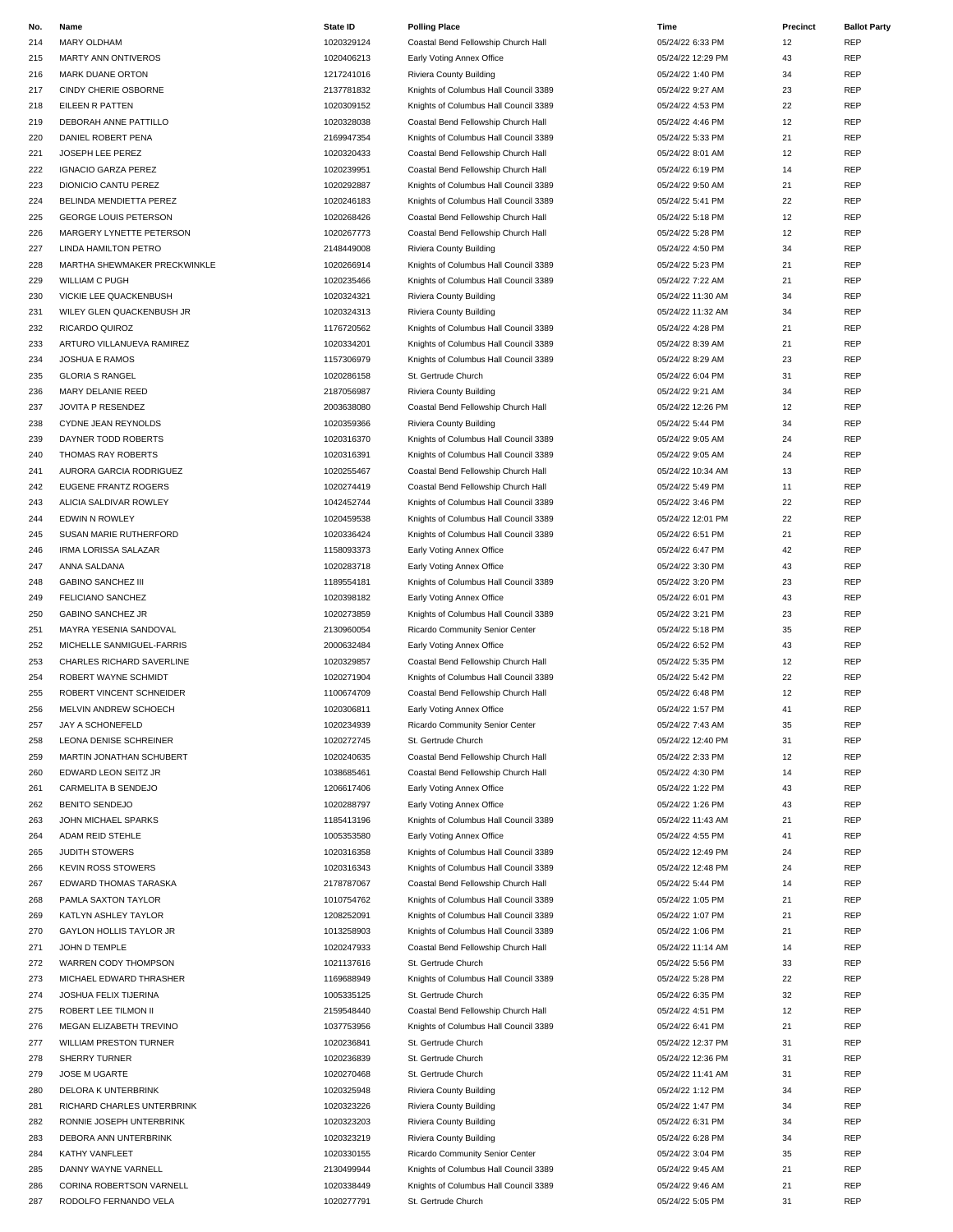| No. | Name | State ID | Polling Place | Time | Precinct | Ballot Party |
|---|---|---|---|---|---|---|
| 214 | MARY OLDHAM | 1020329124 | Coastal Bend Fellowship Church Hall | 05/24/22 6:33 PM | 12 | REP |
| 215 | MARTY ANN ONTIVEROS | 1020406213 | Early Voting Annex Office | 05/24/22 12:29 PM | 43 | REP |
| 216 | MARK DUANE ORTON | 1217241016 | Riviera County Building | 05/24/22 1:40 PM | 34 | REP |
| 217 | CINDY CHERIE OSBORNE | 2137781832 | Knights of Columbus Hall Council 3389 | 05/24/22 9:27 AM | 23 | REP |
| 218 | EILEEN R PATTEN | 1020309152 | Knights of Columbus Hall Council 3389 | 05/24/22 4:53 PM | 22 | REP |
| 219 | DEBORAH ANNE PATTILLO | 1020328038 | Coastal Bend Fellowship Church Hall | 05/24/22 4:46 PM | 12 | REP |
| 220 | DANIEL ROBERT PENA | 2169947354 | Knights of Columbus Hall Council 3389 | 05/24/22 5:33 PM | 21 | REP |
| 221 | JOSEPH LEE PEREZ | 1020320433 | Coastal Bend Fellowship Church Hall | 05/24/22 8:01 AM | 12 | REP |
| 222 | IGNACIO GARZA PEREZ | 1020239951 | Coastal Bend Fellowship Church Hall | 05/24/22 6:19 PM | 14 | REP |
| 223 | DIONICIO CANTU PEREZ | 1020292887 | Knights of Columbus Hall Council 3389 | 05/24/22 9:50 AM | 21 | REP |
| 224 | BELINDA MENDIETTA PEREZ | 1020246183 | Knights of Columbus Hall Council 3389 | 05/24/22 5:41 PM | 22 | REP |
| 225 | GEORGE LOUIS PETERSON | 1020268426 | Coastal Bend Fellowship Church Hall | 05/24/22 5:18 PM | 12 | REP |
| 226 | MARGERY LYNETTE PETERSON | 1020267773 | Coastal Bend Fellowship Church Hall | 05/24/22 5:28 PM | 12 | REP |
| 227 | LINDA HAMILTON PETRO | 2148449008 | Riviera County Building | 05/24/22 4:50 PM | 34 | REP |
| 228 | MARTHA SHEWMAKER PRECKWINKLE | 1020266914 | Knights of Columbus Hall Council 3389 | 05/24/22 5:23 PM | 21 | REP |
| 229 | WILLIAM C PUGH | 1020235466 | Knights of Columbus Hall Council 3389 | 05/24/22 7:22 AM | 21 | REP |
| 230 | VICKIE LEE QUACKENBUSH | 1020324321 | Riviera County Building | 05/24/22 11:30 AM | 34 | REP |
| 231 | WILEY GLEN QUACKENBUSH JR | 1020324313 | Riviera County Building | 05/24/22 11:32 AM | 34 | REP |
| 232 | RICARDO QUIROZ | 1176720562 | Knights of Columbus Hall Council 3389 | 05/24/22 4:28 PM | 21 | REP |
| 233 | ARTURO VILLANUEVA RAMIREZ | 1020334201 | Knights of Columbus Hall Council 3389 | 05/24/22 8:39 AM | 21 | REP |
| 234 | JOSHUA E RAMOS | 1157306979 | Knights of Columbus Hall Council 3389 | 05/24/22 8:29 AM | 23 | REP |
| 235 | GLORIA S RANGEL | 1020286158 | St. Gertrude Church | 05/24/22 6:04 PM | 31 | REP |
| 236 | MARY DELANIE REED | 2187056987 | Riviera County Building | 05/24/22 9:21 AM | 34 | REP |
| 237 | JOVITA P RESENDEZ | 2003638080 | Coastal Bend Fellowship Church Hall | 05/24/22 12:26 PM | 12 | REP |
| 238 | CYDNE JEAN REYNOLDS | 1020359366 | Riviera County Building | 05/24/22 5:44 PM | 34 | REP |
| 239 | DAYNER TODD ROBERTS | 1020316370 | Knights of Columbus Hall Council 3389 | 05/24/22 9:05 AM | 24 | REP |
| 240 | THOMAS RAY ROBERTS | 1020316391 | Knights of Columbus Hall Council 3389 | 05/24/22 9:05 AM | 24 | REP |
| 241 | AURORA GARCIA RODRIGUEZ | 1020255467 | Coastal Bend Fellowship Church Hall | 05/24/22 10:34 AM | 13 | REP |
| 242 | EUGENE FRANTZ ROGERS | 1020274419 | Coastal Bend Fellowship Church Hall | 05/24/22 5:49 PM | 11 | REP |
| 243 | ALICIA SALDIVAR ROWLEY | 1042452744 | Knights of Columbus Hall Council 3389 | 05/24/22 3:46 PM | 22 | REP |
| 244 | EDWIN N ROWLEY | 1020459538 | Knights of Columbus Hall Council 3389 | 05/24/22 12:01 PM | 22 | REP |
| 245 | SUSAN MARIE RUTHERFORD | 1020336424 | Knights of Columbus Hall Council 3389 | 05/24/22 6:51 PM | 21 | REP |
| 246 | IRMA LORISSA SALAZAR | 1158093373 | Early Voting Annex Office | 05/24/22 6:47 PM | 42 | REP |
| 247 | ANNA SALDANA | 1020283718 | Early Voting Annex Office | 05/24/22 3:30 PM | 43 | REP |
| 248 | GABINO SANCHEZ III | 1189554181 | Knights of Columbus Hall Council 3389 | 05/24/22 3:20 PM | 23 | REP |
| 249 | FELICIANO SANCHEZ | 1020398182 | Early Voting Annex Office | 05/24/22 6:01 PM | 43 | REP |
| 250 | GABINO SANCHEZ JR | 1020273859 | Knights of Columbus Hall Council 3389 | 05/24/22 3:21 PM | 23 | REP |
| 251 | MAYRA YESENIA SANDOVAL | 2130960054 | Ricardo Community Senior Center | 05/24/22 5:18 PM | 35 | REP |
| 252 | MICHELLE SANMIGUEL-FARRIS | 2000632484 | Early Voting Annex Office | 05/24/22 6:52 PM | 43 | REP |
| 253 | CHARLES RICHARD SAVERLINE | 1020329857 | Coastal Bend Fellowship Church Hall | 05/24/22 5:35 PM | 12 | REP |
| 254 | ROBERT WAYNE SCHMIDT | 1020271904 | Knights of Columbus Hall Council 3389 | 05/24/22 5:42 PM | 22 | REP |
| 255 | ROBERT VINCENT SCHNEIDER | 1100674709 | Coastal Bend Fellowship Church Hall | 05/24/22 6:48 PM | 12 | REP |
| 256 | MELVIN ANDREW SCHOECH | 1020306811 | Early Voting Annex Office | 05/24/22 1:57 PM | 41 | REP |
| 257 | JAY A SCHONEFELD | 1020234939 | Ricardo Community Senior Center | 05/24/22 7:43 AM | 35 | REP |
| 258 | LEONA DENISE SCHREINER | 1020272745 | St. Gertrude Church | 05/24/22 12:40 PM | 31 | REP |
| 259 | MARTIN JONATHAN SCHUBERT | 1020240635 | Coastal Bend Fellowship Church Hall | 05/24/22 2:33 PM | 12 | REP |
| 260 | EDWARD LEON SEITZ JR | 1038685461 | Coastal Bend Fellowship Church Hall | 05/24/22 4:30 PM | 14 | REP |
| 261 | CARMELITA B SENDEJO | 1206617406 | Early Voting Annex Office | 05/24/22 1:22 PM | 43 | REP |
| 262 | BENITO SENDEJO | 1020288797 | Early Voting Annex Office | 05/24/22 1:26 PM | 43 | REP |
| 263 | JOHN MICHAEL SPARKS | 1185413196 | Knights of Columbus Hall Council 3389 | 05/24/22 11:43 AM | 21 | REP |
| 264 | ADAM REID STEHLE | 1005353580 | Early Voting Annex Office | 05/24/22 4:55 PM | 41 | REP |
| 265 | JUDITH STOWERS | 1020316358 | Knights of Columbus Hall Council 3389 | 05/24/22 12:49 PM | 24 | REP |
| 266 | KEVIN ROSS STOWERS | 1020316343 | Knights of Columbus Hall Council 3389 | 05/24/22 12:48 PM | 24 | REP |
| 267 | EDWARD THOMAS TARASKA | 2178787067 | Coastal Bend Fellowship Church Hall | 05/24/22 5:44 PM | 14 | REP |
| 268 | PAMLA SAXTON TAYLOR | 1010754762 | Knights of Columbus Hall Council 3389 | 05/24/22 1:05 PM | 21 | REP |
| 269 | KATLYN ASHLEY TAYLOR | 1208252091 | Knights of Columbus Hall Council 3389 | 05/24/22 1:07 PM | 21 | REP |
| 270 | GAYLON HOLLIS TAYLOR JR | 1013258903 | Knights of Columbus Hall Council 3389 | 05/24/22 1:06 PM | 21 | REP |
| 271 | JOHN D TEMPLE | 1020247933 | Coastal Bend Fellowship Church Hall | 05/24/22 11:14 AM | 14 | REP |
| 272 | WARREN CODY THOMPSON | 1021137616 | St. Gertrude Church | 05/24/22 5:56 PM | 33 | REP |
| 273 | MICHAEL EDWARD THRASHER | 1169688949 | Knights of Columbus Hall Council 3389 | 05/24/22 5:28 PM | 22 | REP |
| 274 | JOSHUA FELIX TIJERINA | 1005335125 | St. Gertrude Church | 05/24/22 6:35 PM | 32 | REP |
| 275 | ROBERT LEE TILMON II | 2159548440 | Coastal Bend Fellowship Church Hall | 05/24/22 4:51 PM | 12 | REP |
| 276 | MEGAN ELIZABETH TREVINO | 1037753956 | Knights of Columbus Hall Council 3389 | 05/24/22 6:41 PM | 21 | REP |
| 277 | WILLIAM PRESTON TURNER | 1020236841 | St. Gertrude Church | 05/24/22 12:37 PM | 31 | REP |
| 278 | SHERRY TURNER | 1020236839 | St. Gertrude Church | 05/24/22 12:36 PM | 31 | REP |
| 279 | JOSE M UGARTE | 1020270468 | St. Gertrude Church | 05/24/22 11:41 AM | 31 | REP |
| 280 | DELORA K UNTERBRINK | 1020325948 | Riviera County Building | 05/24/22 1:12 PM | 34 | REP |
| 281 | RICHARD CHARLES UNTERBRINK | 1020323226 | Riviera County Building | 05/24/22 1:47 PM | 34 | REP |
| 282 | RONNIE JOSEPH UNTERBRINK | 1020323203 | Riviera County Building | 05/24/22 6:31 PM | 34 | REP |
| 283 | DEBORA ANN UNTERBRINK | 1020323219 | Riviera County Building | 05/24/22 6:28 PM | 34 | REP |
| 284 | KATHY VANFLEET | 1020330155 | Ricardo Community Senior Center | 05/24/22 3:04 PM | 35 | REP |
| 285 | DANNY WAYNE VARNELL | 2130499944 | Knights of Columbus Hall Council 3389 | 05/24/22 9:45 AM | 21 | REP |
| 286 | CORINA ROBERTSON VARNELL | 1020338449 | Knights of Columbus Hall Council 3389 | 05/24/22 9:46 AM | 21 | REP |
| 287 | RODOLFO FERNANDO VELA | 1020277791 | St. Gertrude Church | 05/24/22 5:05 PM | 31 | REP |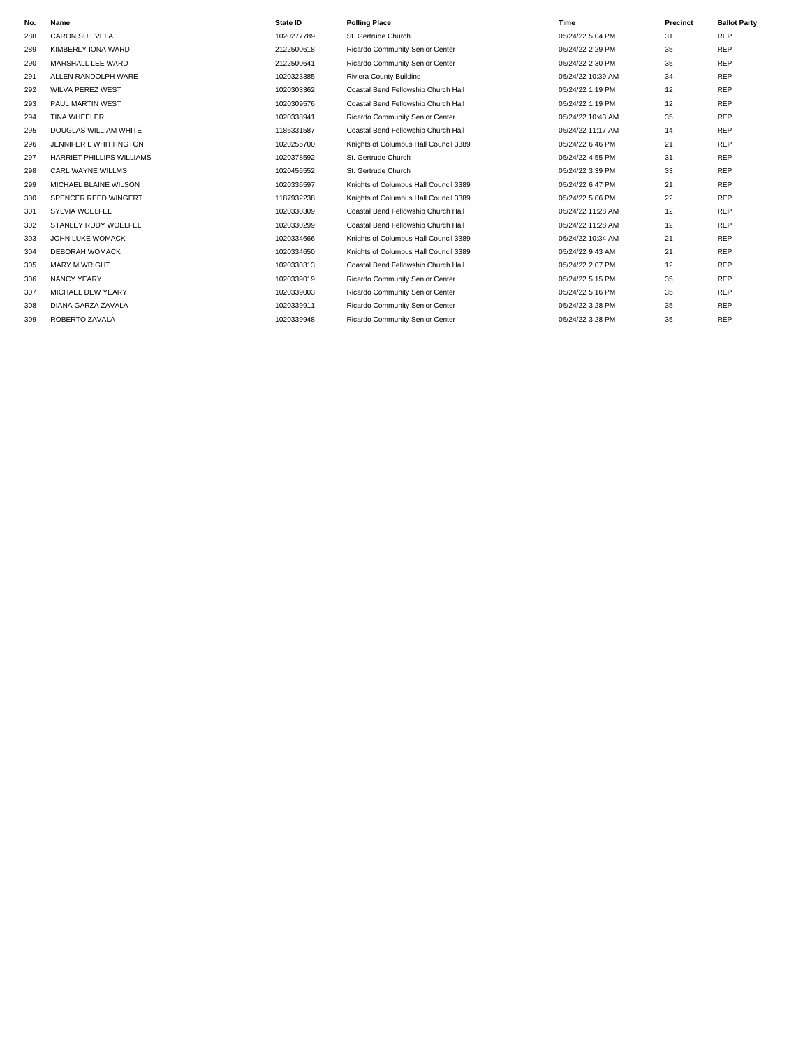| No. | Name | State ID | Polling Place | Time | Precinct | Ballot Party |
|---|---|---|---|---|---|---|
| 288 | CARON SUE VELA | 1020277789 | St. Gertrude Church | 05/24/22 5:04 PM | 31 | REP |
| 289 | KIMBERLY IONA WARD | 2122500618 | Ricardo Community Senior Center | 05/24/22 2:29 PM | 35 | REP |
| 290 | MARSHALL LEE WARD | 2122500641 | Ricardo Community Senior Center | 05/24/22 2:30 PM | 35 | REP |
| 291 | ALLEN RANDOLPH WARE | 1020323385 | Riviera County Building | 05/24/22 10:39 AM | 34 | REP |
| 292 | WILVA PEREZ WEST | 1020303362 | Coastal Bend Fellowship Church Hall | 05/24/22 1:19 PM | 12 | REP |
| 293 | PAUL MARTIN WEST | 1020309576 | Coastal Bend Fellowship Church Hall | 05/24/22 1:19 PM | 12 | REP |
| 294 | TINA WHEELER | 1020338941 | Ricardo Community Senior Center | 05/24/22 10:43 AM | 35 | REP |
| 295 | DOUGLAS WILLIAM WHITE | 1186331587 | Coastal Bend Fellowship Church Hall | 05/24/22 11:17 AM | 14 | REP |
| 296 | JENNIFER L WHITTINGTON | 1020255700 | Knights of Columbus Hall Council 3389 | 05/24/22 6:46 PM | 21 | REP |
| 297 | HARRIET PHILLIPS WILLIAMS | 1020378592 | St. Gertrude Church | 05/24/22 4:55 PM | 31 | REP |
| 298 | CARL WAYNE WILLMS | 1020456552 | St. Gertrude Church | 05/24/22 3:39 PM | 33 | REP |
| 299 | MICHAEL BLAINE WILSON | 1020336597 | Knights of Columbus Hall Council 3389 | 05/24/22 6:47 PM | 21 | REP |
| 300 | SPENCER REED WINGERT | 1187932238 | Knights of Columbus Hall Council 3389 | 05/24/22 5:06 PM | 22 | REP |
| 301 | SYLVIA WOELFEL | 1020330309 | Coastal Bend Fellowship Church Hall | 05/24/22 11:28 AM | 12 | REP |
| 302 | STANLEY RUDY WOELFEL | 1020330299 | Coastal Bend Fellowship Church Hall | 05/24/22 11:28 AM | 12 | REP |
| 303 | JOHN LUKE WOMACK | 1020334666 | Knights of Columbus Hall Council 3389 | 05/24/22 10:34 AM | 21 | REP |
| 304 | DEBORAH WOMACK | 1020334650 | Knights of Columbus Hall Council 3389 | 05/24/22 9:43 AM | 21 | REP |
| 305 | MARY M WRIGHT | 1020330313 | Coastal Bend Fellowship Church Hall | 05/24/22 2:07 PM | 12 | REP |
| 306 | NANCY YEARY | 1020339019 | Ricardo Community Senior Center | 05/24/22 5:15 PM | 35 | REP |
| 307 | MICHAEL DEW YEARY | 1020339003 | Ricardo Community Senior Center | 05/24/22 5:16 PM | 35 | REP |
| 308 | DIANA GARZA ZAVALA | 1020339911 | Ricardo Community Senior Center | 05/24/22 3:28 PM | 35 | REP |
| 309 | ROBERTO ZAVALA | 1020339948 | Ricardo Community Senior Center | 05/24/22 3:28 PM | 35 | REP |